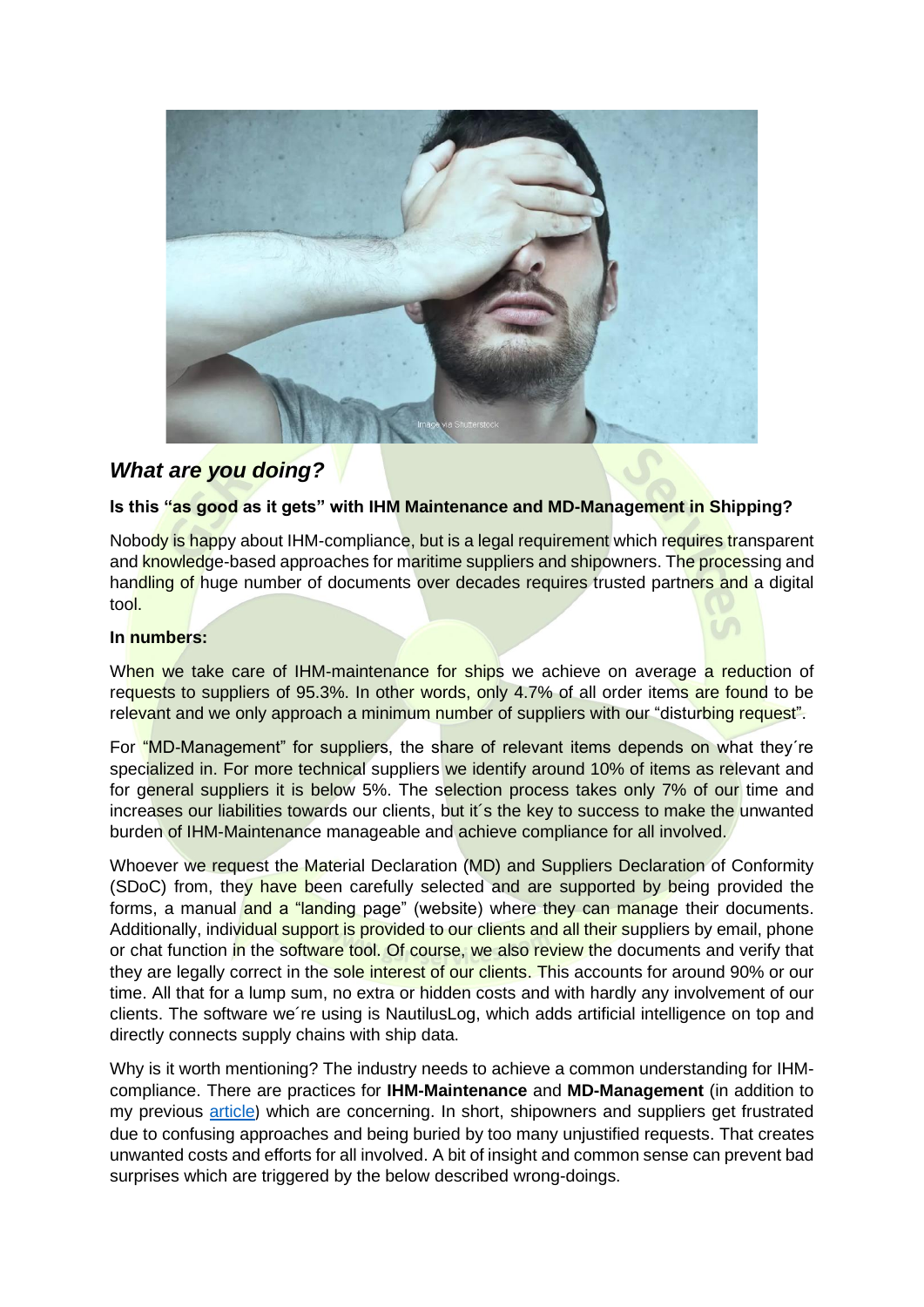## *What are you doing?*

**Is this "as good as it gets" with IHM Maintenance and MD-Management in Shipping?**

Nobody is happy about IHM-compliance, but is a legal requirement which requires transparent and knowledge-based approaches for maritime suppliers and shipowners. The processing and handling of huge number of documents over decades requires trusted partners and a digital tool.

**In numbers:**

When we take care of IHM-maintenance for ships we achieve on average a reduction of requests to suppliers of 95.3%. In other words, only 4.7% of all order items are found to be relevant and we only approach a minimum number of suppliers with our "disturbing request".

For "MD-Management" for suppliers, the share of relevant items depends on what they´re specialized in. For more technical suppliers we identify around 10% of items as relevant and for general suppliers it is below 5%. The selection process takes only 7% of our time and increases our liabilities towards our clients, but it´s the key to success to make the unwanted burden of IHM-Maintenance manageable and achieve compliance for all involved.

Whoever we request the Material Declaration (MD) and Suppliers Declaration of Conformity (SDoC) from, they have been carefully selected and are supported by being provided the forms, a manual and a "landing page" (website) where they can manage their documents. Additionally, individual support is provided to our clients and all their suppliers by email, phone or chat function in the software tool. Of course, we also review the documents and verify that they are legally correct in the sole interest of our clients. This accounts for around 90% or our time. All that for a lump sum, no extra or hidden costs and with hardly any involvement of our clients. The software we´re using is NautilusLog, which adds artificial intelligence on top and directly connects supply chains with ship data.

Why is it worth mentioning? The industry needs to achieve a common understanding for IHM-compliance. There are practices for **IHM-Maintenance** and **MD-Management** (in addition to my previous article) which are concerning. In short, shipowners and suppliers get frustrated due to confusing approaches and being buried by too many unjustified requests. That creates unwanted costs and efforts for all involved. A bit of insight and common sense can prevent bad surprises which are triggered by the below described wrong-doings.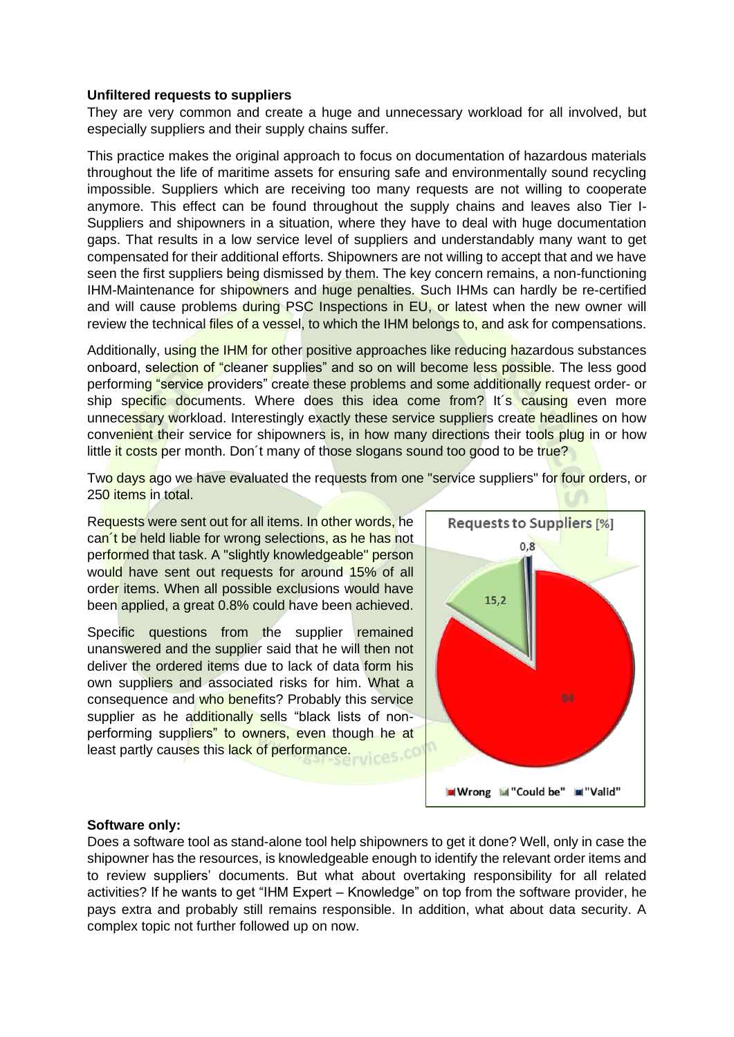**Unfiltered requests to suppliers**

They are very common and create a huge and unnecessary workload for all involved, but especially suppliers and their supply chains suffer.

This practice makes the original approach to focus on documentation of hazardous materials throughout the life of maritime assets for ensuring safe and environmentally sound recycling impossible. Suppliers which are receiving too many requests are not willing to cooperate anymore. This effect can be found throughout the supply chains and leaves also Tier I-Suppliers and shipowners in a situation, where they have to deal with huge documentation gaps. That results in a low service level of suppliers and understandably many want to get compensated for their additional efforts. Shipowners are not willing to accept that and we have seen the first suppliers being dismissed by them. The key concern remains, a non-functioning IHM-Maintenance for shipowners and huge penalties. Such IHMs can hardly be re-certified and will cause problems during PSC Inspections in EU, or latest when the new owner will review the technical files of a vessel, to which the IHM belongs to, and ask for compensations.

Additionally, using the IHM for other positive approaches like reducing hazardous substances onboard, selection of "cleaner supplies" and so on will become less possible. The less good performing "service providers" create these problems and some additionally request order- or ship specific documents. Where does this idea come from? It´s causing even more unnecessary workload. Interestingly exactly these service suppliers create headlines on how convenient their service for shipowners is, in how many directions their tools plug in or how little it costs per month. Don´t many of those slogans sound too good to be true?

Two days ago we have evaluated the requests from one "service suppliers" for four orders, or 250 items in total.

Requests were sent out for all items. In other words, he can´t be held liable for wrong selections, as he has not performed that task. A "slightly knowledgeable" person would have sent out requests for around 15% of all order items. When all possible exclusions would have been applied, a great 0.8% could have been achieved.

Specific questions from the supplier remained unanswered and the supplier said that he will then not deliver the ordered items due to lack of data form his own suppliers and associated risks for him. What a consequence and who benefits? Probably this service supplier as he additionally sells "black lists of non-performing suppliers" to owners, even though he at least partly causes this lack of performance.

**Requests to Suppliers [%]**

| Category | % |
|---|---|
| Wrong | 84 |
| "Could be" | 15,2 |
| "Valid" | 0,8 |

**Software only:**

Does a software tool as stand-alone tool help shipowners to get it done? Well, only in case the shipowner has the resources, is knowledgeable enough to identify the relevant order items and to review suppliers' documents. But what about overtaking responsibility for all related activities? If he wants to get "IHM Expert – Knowledge" on top from the software provider, he pays extra and probably still remains responsible. In addition, what about data security. A complex topic not further followed up on now.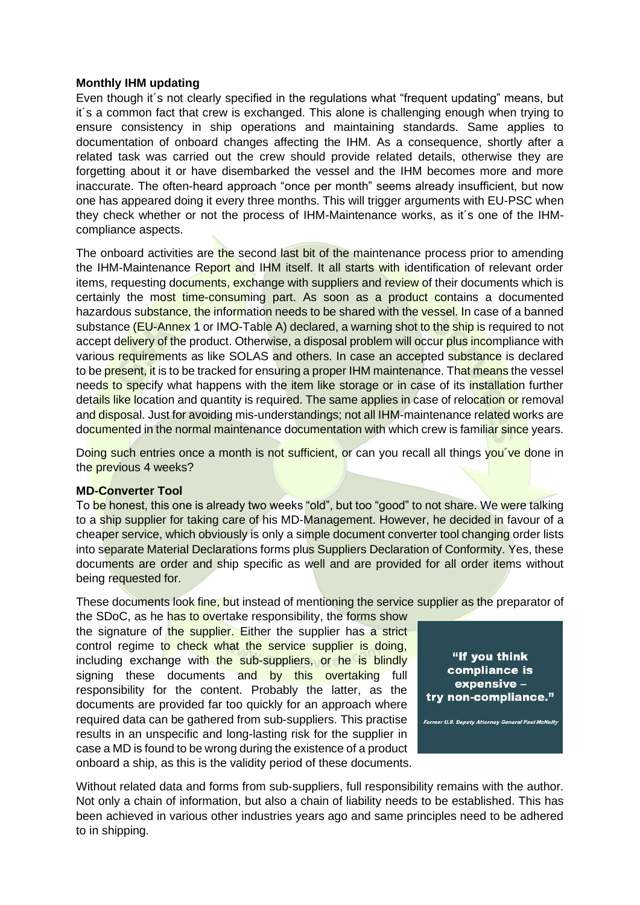**Monthly IHM updating**

Even though it´s not clearly specified in the regulations what "frequent updating" means, but it´s a common fact that crew is exchanged. This alone is challenging enough when trying to ensure consistency in ship operations and maintaining standards. Same applies to documentation of onboard changes affecting the IHM. As a consequence, shortly after a related task was carried out the crew should provide related details, otherwise they are forgetting about it or have disembarked the vessel and the IHM becomes more and more inaccurate. The often-heard approach "once per month" seems already insufficient, but now one has appeared doing it every three months. This will trigger arguments with EU-PSC when they check whether or not the process of IHM-Maintenance works, as it´s one of the IHM-compliance aspects.

The onboard activities are the second last bit of the maintenance process prior to amending the IHM-Maintenance Report and IHM itself. It all starts with identification of relevant order items, requesting documents, exchange with suppliers and review of their documents which is certainly the most time-consuming part. As soon as a product contains a documented hazardous substance, the information needs to be shared with the vessel. In case of a banned substance (EU-Annex 1 or IMO-Table A) declared, a warning shot to the ship is required to not accept delivery of the product. Otherwise, a disposal problem will occur plus incompliance with various requirements as like SOLAS and others. In case an accepted substance is declared to be present, it is to be tracked for ensuring a proper IHM maintenance. That means the vessel needs to specify what happens with the item like storage or in case of its installation further details like location and quantity is required. The same applies in case of relocation or removal and disposal. Just for avoiding mis-understandings; not all IHM-maintenance related works are documented in the normal maintenance documentation with which crew is familiar since years.

Doing such entries once a month is not sufficient, or can you recall all things you´ve done in the previous 4 weeks?

**MD-Converter Tool**

To be honest, this one is already two weeks "old", but too "good" to not share. We were talking to a ship supplier for taking care of his MD-Management. However, he decided in favour of a cheaper service, which obviously is only a simple document converter tool changing order lists into separate Material Declarations forms plus Suppliers Declaration of Conformity. Yes, these documents are order and ship specific as well and are provided for all order items without being requested for.

These documents look fine, but instead of mentioning the service supplier as the preparator of the SDoC, as he has to overtake responsibility, the forms show the signature of the supplier. Either the supplier has a strict control regime to check what the service supplier is doing, including exchange with the sub-suppliers, or he is blindly signing these documents and by this overtaking full responsibility for the content. Probably the latter, as the documents are provided far too quickly for an approach where required data can be gathered from sub-suppliers. This practise results in an unspecific and long-lasting risk for the supplier in case a MD is found to be wrong during the existence of a product onboard a ship, as this is the validity period of these documents.

> **"If you think compliance is expensive – try non-compliance."**
>
> *Former U.S. Deputy Attorney General Paul McNulty*

Without related data and forms from sub-suppliers, full responsibility remains with the author. Not only a chain of information, but also a chain of liability needs to be established. This has been achieved in various other industries years ago and same principles need to be adhered to in shipping.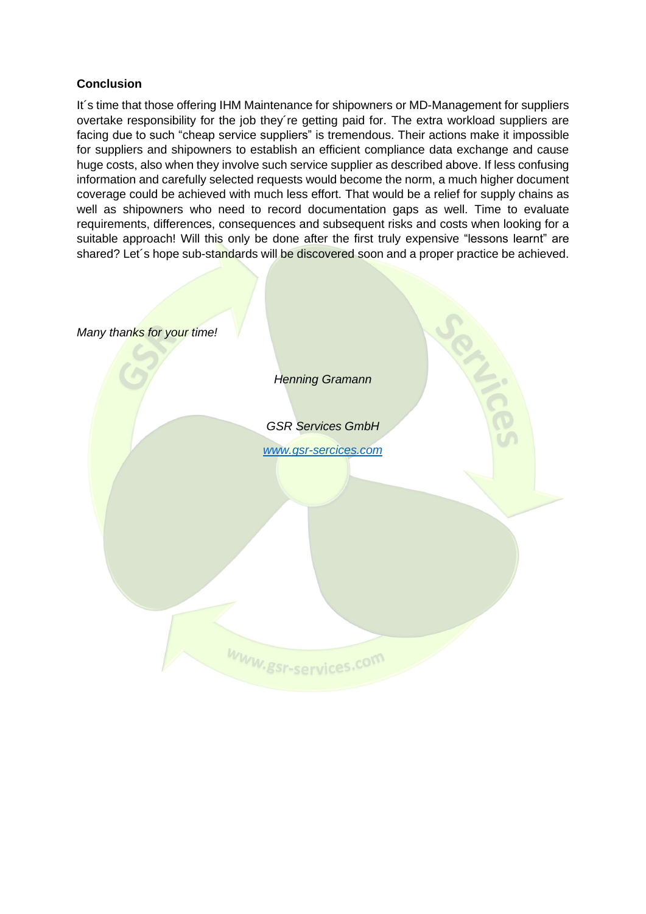**Conclusion**

It´s time that those offering IHM Maintenance for shipowners or MD-Management for suppliers overtake responsibility for the job they´re getting paid for. The extra workload suppliers are facing due to such "cheap service suppliers" is tremendous. Their actions make it impossible for suppliers and shipowners to establish an efficient compliance data exchange and cause huge costs, also when they involve such service supplier as described above. If less confusing information and carefully selected requests would become the norm, a much higher document coverage could be achieved with much less effort. That would be a relief for supply chains as well as shipowners who need to record documentation gaps as well. Time to evaluate requirements, differences, consequences and subsequent risks and costs when looking for a suitable approach! Will this only be done after the first truly expensive "lessons learnt" are shared? Let´s hope sub-standards will be discovered soon and a proper practice be achieved.

*Many thanks for your time!*

*Henning Gramann*

*GSR Services GmbH*

*www.gsr-sercices.com*